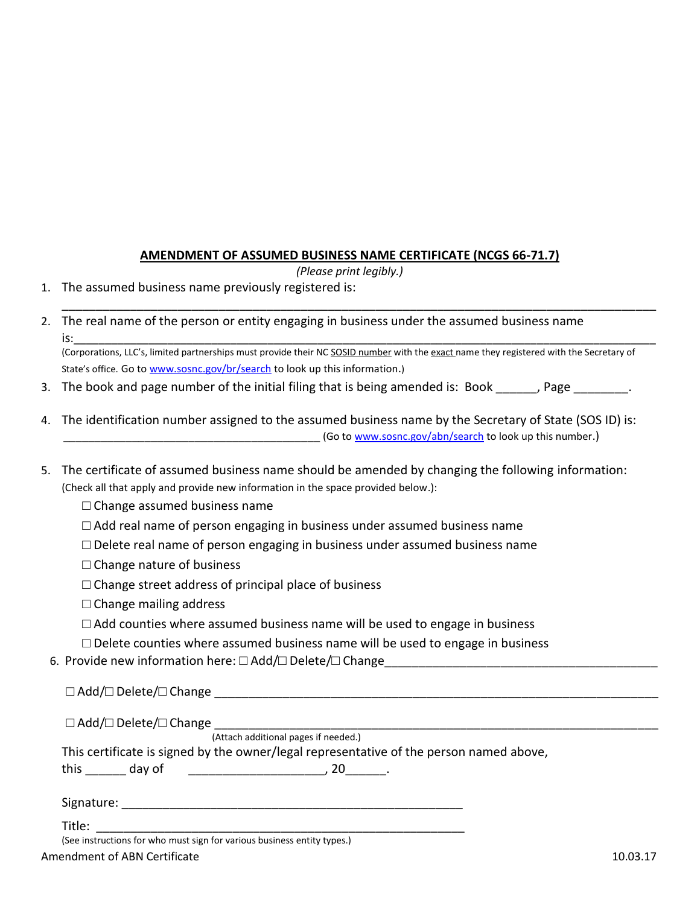## AMENDMENT OF ASSUMED BUSINESS NAME CERTIFICATE (NCGS 66-71.7)

*(Please print legibly.)*

1. The assumed business name previously registered is:
   ___________________________________________________________________________________

2. The real name of the person or entity engaging in business under the assumed business name is:___________________________________________________________________________________
   (Corporations, LLC's, limited partnerships must provide their NC SOSID number with the exact name they registered with the Secretary of State's office. Go to www.sosnc.gov/br/search to look up this information.)

3. The book and page number of the initial filing that is being amended is: Book ______, Page ________.

4. The identification number assigned to the assumed business name by the Secretary of State (SOS ID) is: ________________________________________ (Go to www.sosnc.gov/abn/search to look up this number.)

5. The certificate of assumed business name should be amended by changing the following information:
   (Check all that apply and provide new information in the space provided below.):
   - ☐ Change assumed business name
   - ☐ Add real name of person engaging in business under assumed business name
   - ☐ Delete real name of person engaging in business under assumed business name
   - ☐ Change nature of business
   - ☐ Change street address of principal place of business
   - ☐ Change mailing address
   - ☐ Add counties where assumed business name will be used to engage in business
   - ☐ Delete counties where assumed business name will be used to engage in business

6. Provide new information here: ☐ Add/☐ Delete/☐ Change_______________________________________

   ☐ Add/☐ Delete/☐ Change ___________________________________________________________________

   ☐ Add/☐ Delete/☐ Change ___________________________________________________________________
   (Attach additional pages if needed.)

This certificate is signed by the owner/legal representative of the person named above, this ______ day of ____________________, 20______.

Signature: ___________________________________________________

Title: _______________________________________________________
(See instructions for who must sign for various business entity types.)

Amendment of ABN Certificate 10.03.17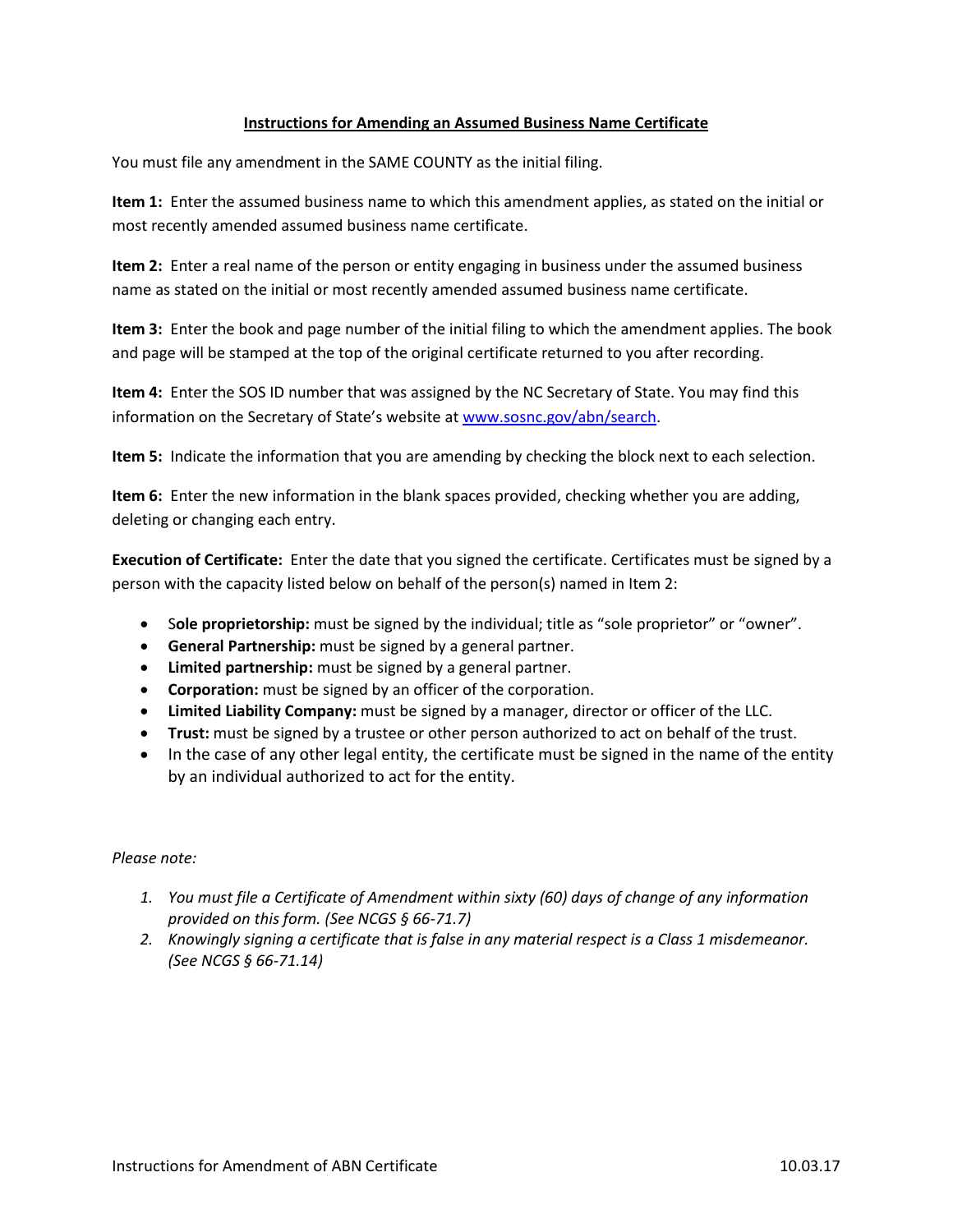## Instructions for Amending an Assumed Business Name Certificate

You must file any amendment in the SAME COUNTY as the initial filing.

**Item 1:** Enter the assumed business name to which this amendment applies, as stated on the initial or most recently amended assumed business name certificate.

**Item 2:** Enter a real name of the person or entity engaging in business under the assumed business name as stated on the initial or most recently amended assumed business name certificate.

**Item 3:** Enter the book and page number of the initial filing to which the amendment applies. The book and page will be stamped at the top of the original certificate returned to you after recording.

**Item 4:** Enter the SOS ID number that was assigned by the NC Secretary of State. You may find this information on the Secretary of State's website at www.sosnc.gov/abn/search.

**Item 5:** Indicate the information that you are amending by checking the block next to each selection.

**Item 6:** Enter the new information in the blank spaces provided, checking whether you are adding, deleting or changing each entry.

**Execution of Certificate:** Enter the date that you signed the certificate. Certificates must be signed by a person with the capacity listed below on behalf of the person(s) named in Item 2:

- S**ole proprietorship:** must be signed by the individual; title as "sole proprietor" or "owner".
- **General Partnership:** must be signed by a general partner.
- **Limited partnership:** must be signed by a general partner.
- **Corporation:** must be signed by an officer of the corporation.
- **Limited Liability Company:** must be signed by a manager, director or officer of the LLC.
- **Trust:** must be signed by a trustee or other person authorized to act on behalf of the trust.
- In the case of any other legal entity, the certificate must be signed in the name of the entity by an individual authorized to act for the entity.

*Please note:*

1. *You must file a Certificate of Amendment within sixty (60) days of change of any information provided on this form. (See NCGS § 66-71.7)*
2. *Knowingly signing a certificate that is false in any material respect is a Class 1 misdemeanor. (See NCGS § 66-71.14)*